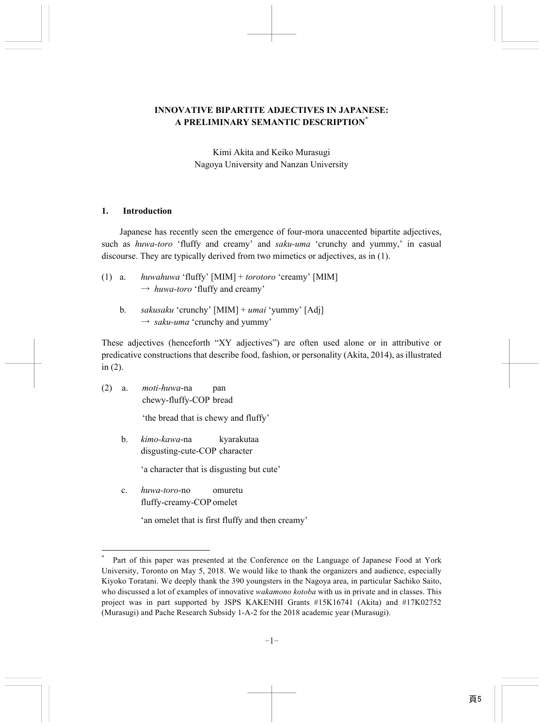# INNOVATIVE BIPARTITE ADJECTIVES IN JAPANESE: A PRELIMINARY SEMANTIC DESCRIPTION*

Kimi Akita and Keiko Murasugi
Nagoya University and Nanzan University

## 1. Introduction

Japanese has recently seen the emergence of four-mora unaccented bipartite adjectives, such as *huwa-toro* 'fluffy and creamy' and *saku-uma* 'crunchy and yummy,' in casual discourse. They are typically derived from two mimetics or adjectives, as in (1).

(1) a. *huwahuwa* 'fluffy' [MIM] + *torotoro* 'creamy' [MIM]
→ *huwa-toro* 'fluffy and creamy'

b. *sakusaku* 'crunchy' [MIM] + *umai* 'yummy' [Adj]
→ *saku-uma* 'crunchy and yummy'

These adjectives (henceforth "XY adjectives") are often used alone or in attributive or predicative constructions that describe food, fashion, or personality (Akita, 2014), as illustrated in (2).

(2) a. *moti-huwa*-na pan
chewy-fluffy-COP bread

'the bread that is chewy and fluffy'

b. *kimo-kawa*-na kyarakutaa
disgusting-cute-COP character

'a character that is disgusting but cute'

c. *huwa-toro*-no omuretu
fluffy-creamy-COP omelet

'an omelet that is first fluffy and then creamy'

---

\* Part of this paper was presented at the Conference on the Language of Japanese Food at York University, Toronto on May 5, 2018. We would like to thank the organizers and audience, especially Kiyoko Toratani. We deeply thank the 390 youngsters in the Nagoya area, in particular Sachiko Saito, who discussed a lot of examples of innovative *wakamono kotoba* with us in private and in classes. This project was in part supported by JSPS KAKENHI Grants #15K16741 (Akita) and #17K02752 (Murasugi) and Pache Research Subsidy 1-A-2 for the 2018 academic year (Murasugi).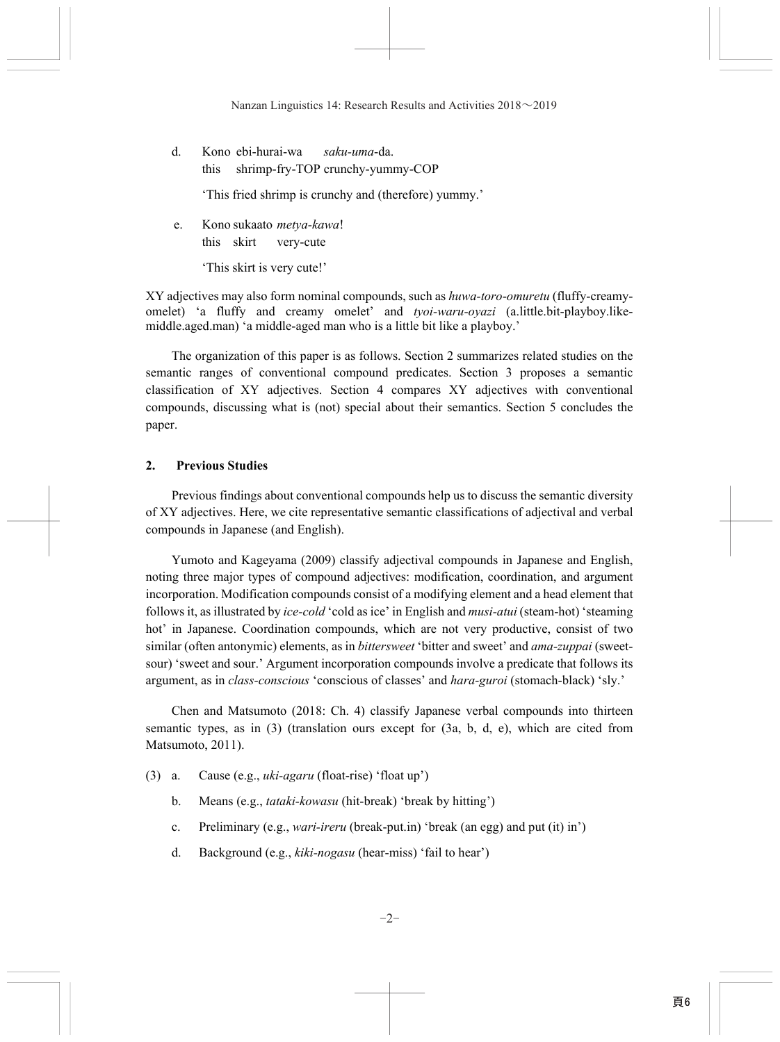d. Kono ebi-hurai-wa *saku-uma*-da.  
this shrimp-fry-TOP crunchy-yummy-COP

'This fried shrimp is crunchy and (therefore) yummy.'

e. Kono sukaato *metya-kawa*!  
this skirt very-cute

'This skirt is very cute!'

XY adjectives may also form nominal compounds, such as *huwa-toro-omuretu* (fluffy-creamy-omelet) 'a fluffy and creamy omelet' and *tyoi-waru-oyazi* (a.little.bit-playboy.like-middle.aged.man) 'a middle-aged man who is a little bit like a playboy.'

The organization of this paper is as follows. Section 2 summarizes related studies on the semantic ranges of conventional compound predicates. Section 3 proposes a semantic classification of XY adjectives. Section 4 compares XY adjectives with conventional compounds, discussing what is (not) special about their semantics. Section 5 concludes the paper.

## 2. Previous Studies

Previous findings about conventional compounds help us to discuss the semantic diversity of XY adjectives. Here, we cite representative semantic classifications of adjectival and verbal compounds in Japanese (and English).

Yumoto and Kageyama (2009) classify adjectival compounds in Japanese and English, noting three major types of compound adjectives: modification, coordination, and argument incorporation. Modification compounds consist of a modifying element and a head element that follows it, as illustrated by *ice-cold* 'cold as ice' in English and *musi-atui* (steam-hot) 'steaming hot' in Japanese. Coordination compounds, which are not very productive, consist of two similar (often antonymic) elements, as in *bittersweet* 'bitter and sweet' and *ama-zuppai* (sweet-sour) 'sweet and sour.' Argument incorporation compounds involve a predicate that follows its argument, as in *class-conscious* 'conscious of classes' and *hara-guroi* (stomach-black) 'sly.'

Chen and Matsumoto (2018: Ch. 4) classify Japanese verbal compounds into thirteen semantic types, as in (3) (translation ours except for (3a, b, d, e), which are cited from Matsumoto, 2011).

(3) a. Cause (e.g., *uki-agaru* (float-rise) 'float up')

b. Means (e.g., *tataki-kowasu* (hit-break) 'break by hitting')

c. Preliminary (e.g., *wari-ireru* (break-put.in) 'break (an egg) and put (it) in')

d. Background (e.g., *kiki-nogasu* (hear-miss) 'fail to hear')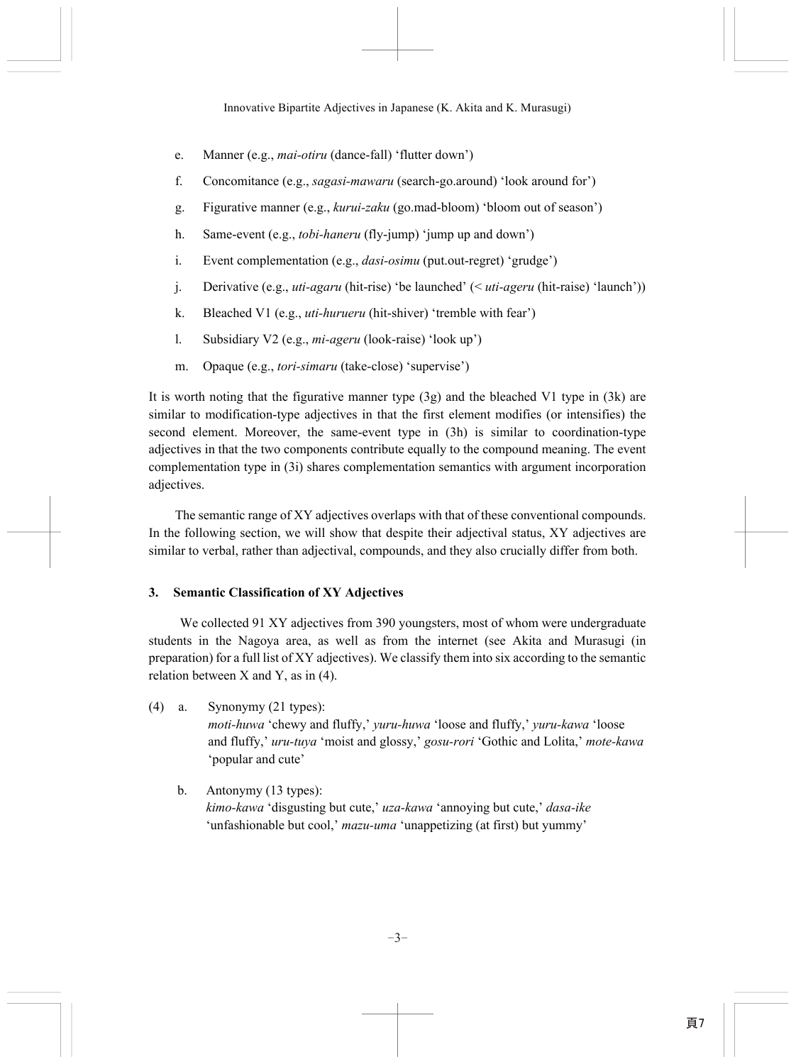e. Manner (e.g., *mai-otiru* (dance-fall) 'flutter down')

f. Concomitance (e.g., *sagasi-mawaru* (search-go.around) 'look around for')

g. Figurative manner (e.g., *kurui-zaku* (go.mad-bloom) 'bloom out of season')

h. Same-event (e.g., *tobi-haneru* (fly-jump) 'jump up and down')

i. Event complementation (e.g., *dasi-osimu* (put.out-regret) 'grudge')

j. Derivative (e.g., *uti-agaru* (hit-rise) 'be launched' (< *uti-ageru* (hit-raise) 'launch'))

k. Bleached V1 (e.g., *uti-hurueru* (hit-shiver) 'tremble with fear')

l. Subsidiary V2 (e.g., *mi-ageru* (look-raise) 'look up')

m. Opaque (e.g., *tori-simaru* (take-close) 'supervise')

It is worth noting that the figurative manner type (3g) and the bleached V1 type in (3k) are similar to modification-type adjectives in that the first element modifies (or intensifies) the second element. Moreover, the same-event type in (3h) is similar to coordination-type adjectives in that the two components contribute equally to the compound meaning. The event complementation type in (3i) shares complementation semantics with argument incorporation adjectives.

The semantic range of XY adjectives overlaps with that of these conventional compounds. In the following section, we will show that despite their adjectival status, XY adjectives are similar to verbal, rather than adjectival, compounds, and they also crucially differ from both.

## 3. Semantic Classification of XY Adjectives

We collected 91 XY adjectives from 390 youngsters, most of whom were undergraduate students in the Nagoya area, as well as from the internet (see Akita and Murasugi (in preparation) for a full list of XY adjectives). We classify them into six according to the semantic relation between X and Y, as in (4).

(4) a. Synonymy (21 types):
*moti-huwa* 'chewy and fluffy,' *yuru-huwa* 'loose and fluffy,' *yuru-kawa* 'loose and fluffy,' *uru-tuya* 'moist and glossy,' *gosu-rori* 'Gothic and Lolita,' *mote-kawa* 'popular and cute'

b. Antonymy (13 types):
*kimo-kawa* 'disgusting but cute,' *uza-kawa* 'annoying but cute,' *dasa-ike* 'unfashionable but cool,' *mazu-uma* 'unappetizing (at first) but yummy'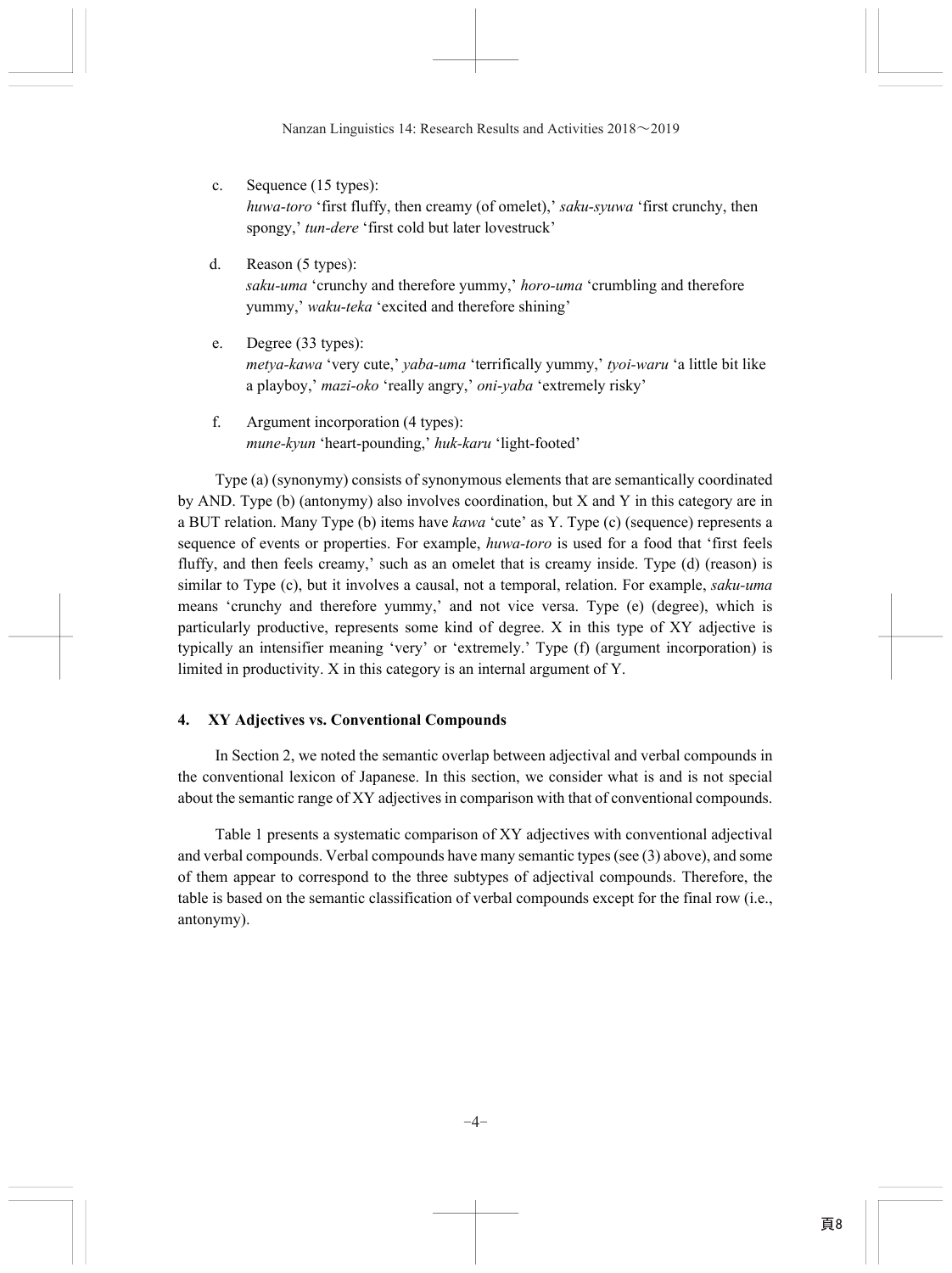c. Sequence (15 types):
   *huwa-toro* 'first fluffy, then creamy (of omelet),' *saku-syuwa* 'first crunchy, then spongy,' *tun-dere* 'first cold but later lovestruck'

d. Reason (5 types):
   *saku-uma* 'crunchy and therefore yummy,' *horo-uma* 'crumbling and therefore yummy,' *waku-teka* 'excited and therefore shining'

e. Degree (33 types):
   *metya-kawa* 'very cute,' *yaba-uma* 'terrifically yummy,' *tyoi-waru* 'a little bit like a playboy,' *mazi-oko* 'really angry,' *oni-yaba* 'extremely risky'

f. Argument incorporation (4 types):
   *mune-kyun* 'heart-pounding,' *huk-karu* 'light-footed'

Type (a) (synonymy) consists of synonymous elements that are semantically coordinated by AND. Type (b) (antonymy) also involves coordination, but X and Y in this category are in a BUT relation. Many Type (b) items have *kawa* 'cute' as Y. Type (c) (sequence) represents a sequence of events or properties. For example, *huwa-toro* is used for a food that 'first feels fluffy, and then feels creamy,' such as an omelet that is creamy inside. Type (d) (reason) is similar to Type (c), but it involves a causal, not a temporal, relation. For example, *saku-uma* means 'crunchy and therefore yummy,' and not vice versa. Type (e) (degree), which is particularly productive, represents some kind of degree. X in this type of XY adjective is typically an intensifier meaning 'very' or 'extremely.' Type (f) (argument incorporation) is limited in productivity. X in this category is an internal argument of Y.

## 4. XY Adjectives vs. Conventional Compounds

In Section 2, we noted the semantic overlap between adjectival and verbal compounds in the conventional lexicon of Japanese. In this section, we consider what is and is not special about the semantic range of XY adjectives in comparison with that of conventional compounds.

Table 1 presents a systematic comparison of XY adjectives with conventional adjectival and verbal compounds. Verbal compounds have many semantic types (see (3) above), and some of them appear to correspond to the three subtypes of adjectival compounds. Therefore, the table is based on the semantic classification of verbal compounds except for the final row (i.e., antonymy).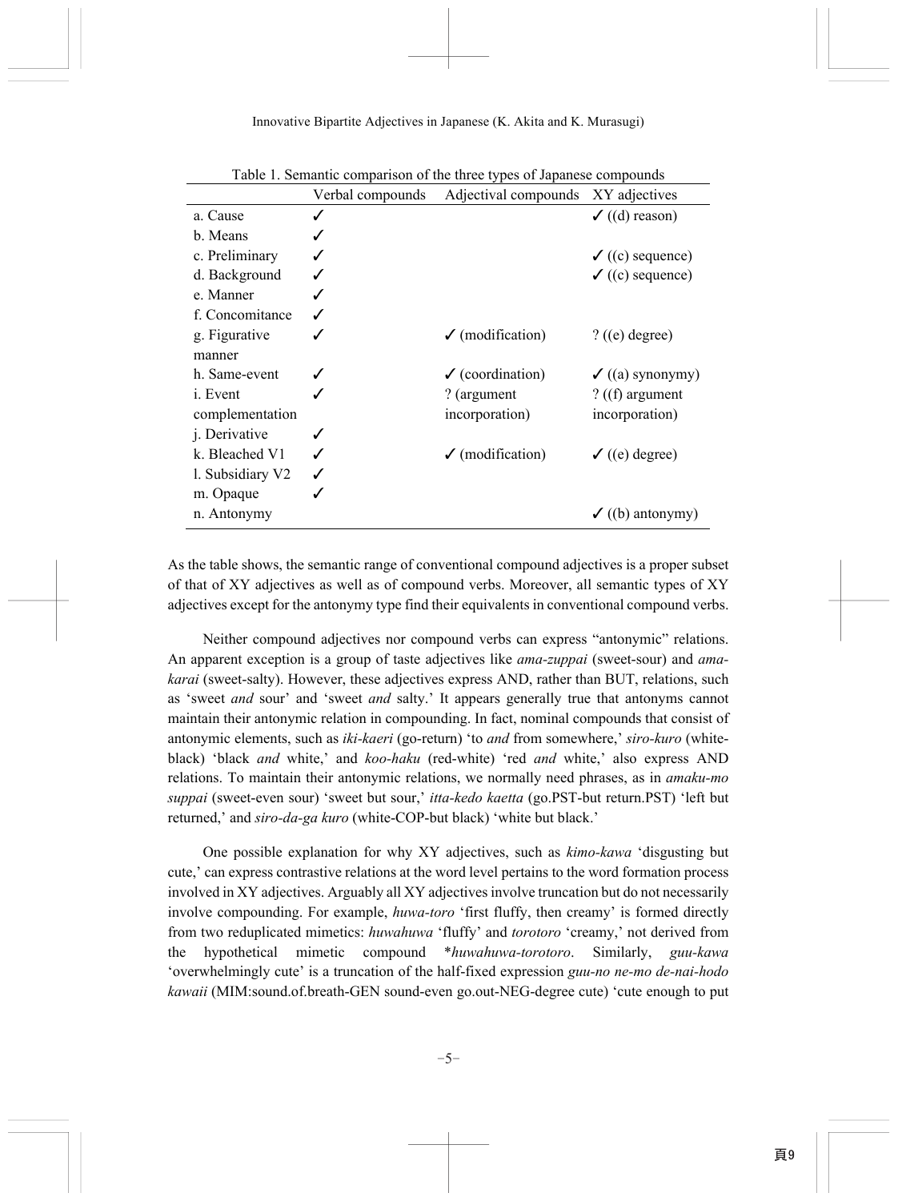Table 1. Semantic comparison of the three types of Japanese compounds

| | Verbal compounds | Adjectival compounds | XY adjectives |
|---|---|---|---|
| a. Cause | ✓ | | ✓ ((d) reason) |
| b. Means | ✓ | | |
| c. Preliminary | ✓ | | ✓ ((c) sequence) |
| d. Background | ✓ | | ✓ ((c) sequence) |
| e. Manner | ✓ | | |
| f. Concomitance | ✓ | | |
| g. Figurative manner | ✓ | ✓ (modification) | ? ((e) degree) |
| h. Same-event | ✓ | ✓ (coordination) | ✓ ((a) synonymy) |
| i. Event complementation | ✓ | ? (argument incorporation) | ? ((f) argument incorporation) |
| j. Derivative | ✓ | | |
| k. Bleached V1 | ✓ | ✓ (modification) | ✓ ((e) degree) |
| l. Subsidiary V2 | ✓ | | |
| m. Opaque | ✓ | | |
| n. Antonymy | | | ✓ ((b) antonymy) |

As the table shows, the semantic range of conventional compound adjectives is a proper subset of that of XY adjectives as well as of compound verbs. Moreover, all semantic types of XY adjectives except for the antonymy type find their equivalents in conventional compound verbs.

Neither compound adjectives nor compound verbs can express "antonymic" relations. An apparent exception is a group of taste adjectives like *ama-zuppai* (sweet-sour) and *ama-karai* (sweet-salty). However, these adjectives express AND, rather than BUT, relations, such as 'sweet *and* sour' and 'sweet *and* salty.' It appears generally true that antonyms cannot maintain their antonymic relation in compounding. In fact, nominal compounds that consist of antonymic elements, such as *iki-kaeri* (go-return) 'to *and* from somewhere,' *siro-kuro* (white-black) 'black *and* white,' and *koo-haku* (red-white) 'red *and* white,' also express AND relations. To maintain their antonymic relations, we normally need phrases, as in *amaku-mo suppai* (sweet-even sour) 'sweet but sour,' *itta-kedo kaetta* (go.PST-but return.PST) 'left but returned,' and *siro-da-ga kuro* (white-COP-but black) 'white but black.'

One possible explanation for why XY adjectives, such as *kimo-kawa* 'disgusting but cute,' can express contrastive relations at the word level pertains to the word formation process involved in XY adjectives. Arguably all XY adjectives involve truncation but do not necessarily involve compounding. For example, *huwa-toro* 'first fluffy, then creamy' is formed directly from two reduplicated mimetics: *huwahuwa* 'fluffy' and *torotoro* 'creamy,' not derived from the hypothetical mimetic compound \**huwahuwa-torotoro*. Similarly, *guu-kawa* 'overwhelmingly cute' is a truncation of the half-fixed expression *guu-no ne-mo de-nai-hodo kawaii* (MIM:sound.of.breath-GEN sound-even go.out-NEG-degree cute) 'cute enough to put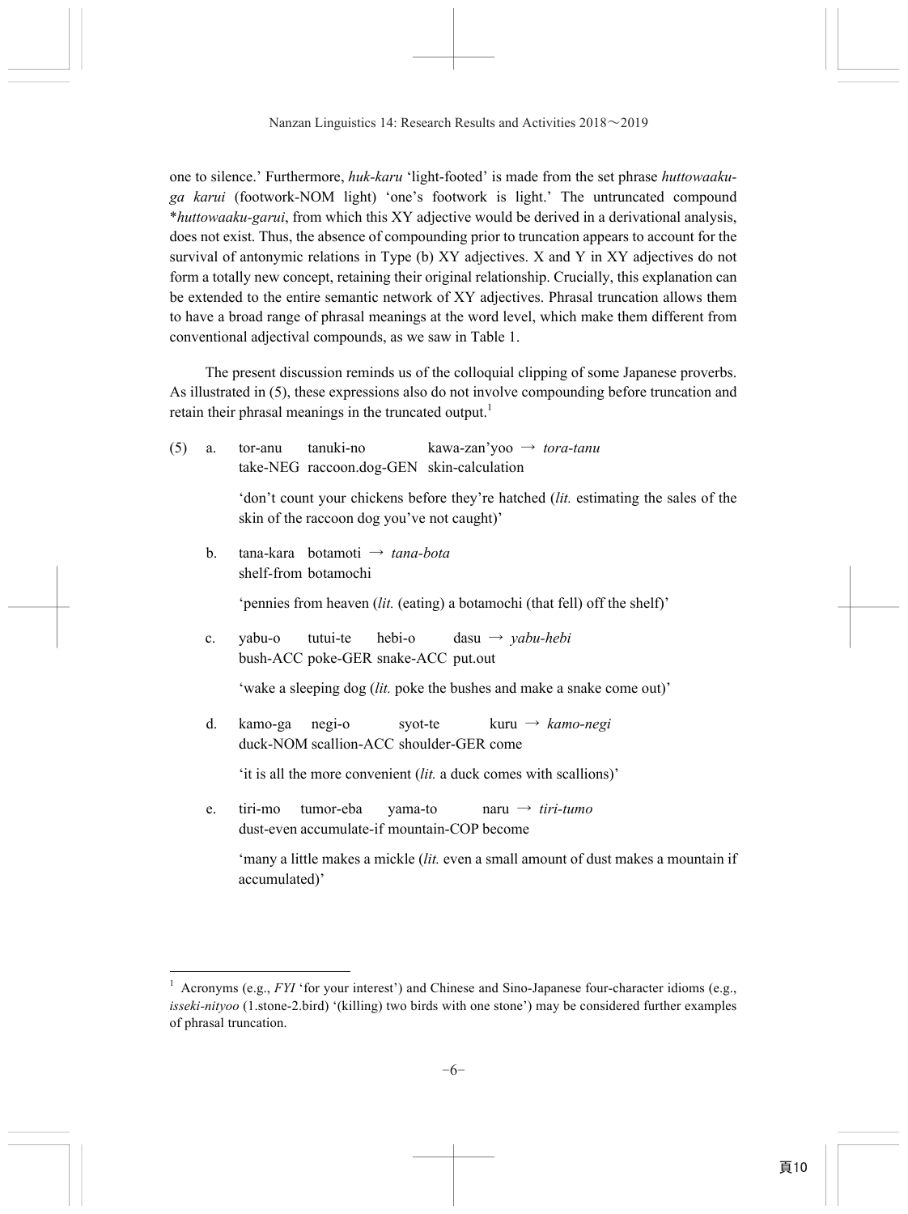one to silence.' Furthermore, *huk-karu* 'light-footed' is made from the set phrase *huttowaaku-ga karui* (footwork-NOM light) 'one's footwork is light.' The untruncated compound *\*huttowaaku-garui*, from which this XY adjective would be derived in a derivational analysis, does not exist. Thus, the absence of compounding prior to truncation appears to account for the survival of antonymic relations in Type (b) XY adjectives. X and Y in XY adjectives do not form a totally new concept, retaining their original relationship. Crucially, this explanation can be extended to the entire semantic network of XY adjectives. Phrasal truncation allows them to have a broad range of phrasal meanings at the word level, which make them different from conventional adjectival compounds, as we saw in Table 1.

The present discussion reminds us of the colloquial clipping of some Japanese proverbs. As illustrated in (5), these expressions also do not involve compounding before truncation and retain their phrasal meanings in the truncated output.[1]

(5) a. tor-anu tanuki-no kawa-zan'yoo → *tora-tanu*
take-NEG raccoon.dog-GEN skin-calculation

'don't count your chickens before they're hatched (*lit.* estimating the sales of the skin of the raccoon dog you've not caught)'

b. tana-kara botamoti → *tana-bota*
shelf-from botamochi

'pennies from heaven (*lit.* (eating) a botamochi (that fell) off the shelf)'

c. yabu-o tutui-te hebi-o dasu → *yabu-hebi*
bush-ACC poke-GER snake-ACC put.out

'wake a sleeping dog (*lit.* poke the bushes and make a snake come out)'

d. kamo-ga negi-o syot-te kuru → *kamo-negi*
duck-NOM scallion-ACC shoulder-GER come

'it is all the more convenient (*lit.* a duck comes with scallions)'

e. tiri-mo tumor-eba yama-to naru → *tiri-tumo*
dust-even accumulate-if mountain-COP become

'many a little makes a mickle (*lit.* even a small amount of dust makes a mountain if accumulated)'

---

[1] Acronyms (e.g., *FYI* 'for your interest') and Chinese and Sino-Japanese four-character idioms (e.g., *isseki-nityoo* (1.stone-2.bird) '(killing) two birds with one stone') may be considered further examples of phrasal truncation.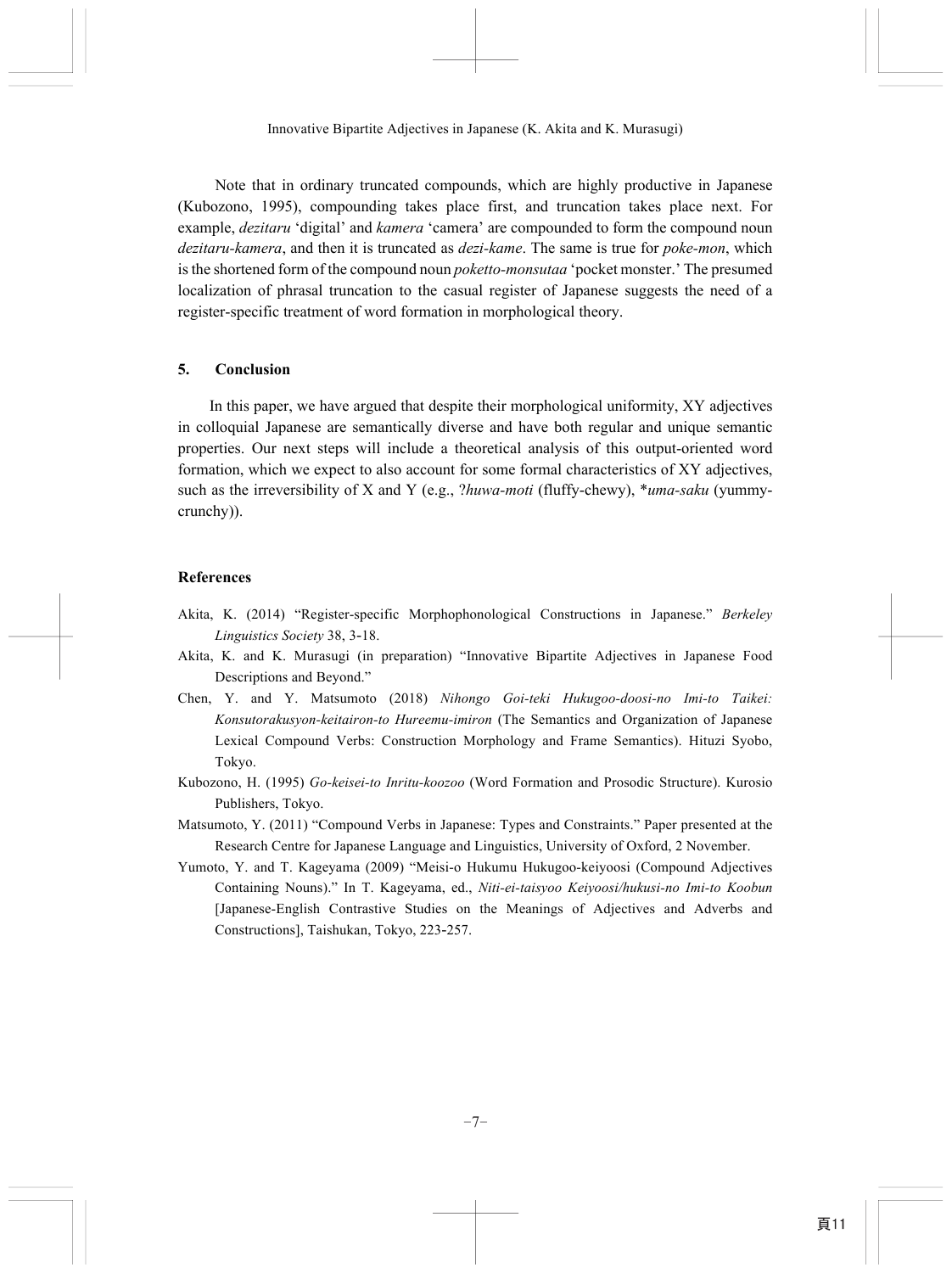Note that in ordinary truncated compounds, which are highly productive in Japanese (Kubozono, 1995), compounding takes place first, and truncation takes place next. For example, *dezitaru* 'digital' and *kamera* 'camera' are compounded to form the compound noun *dezitaru-kamera*, and then it is truncated as *dezi-kame*. The same is true for *poke-mon*, which is the shortened form of the compound noun *poketto-monsutaa* 'pocket monster.' The presumed localization of phrasal truncation to the casual register of Japanese suggests the need of a register-specific treatment of word formation in morphological theory.

## 5. Conclusion

In this paper, we have argued that despite their morphological uniformity, XY adjectives in colloquial Japanese are semantically diverse and have both regular and unique semantic properties. Our next steps will include a theoretical analysis of this output-oriented word formation, which we expect to also account for some formal characteristics of XY adjectives, such as the irreversibility of X and Y (e.g., ?*huwa-moti* (fluffy-chewy), \**uma-saku* (yummy-crunchy)).

## References

Akita, K. (2014) "Register-specific Morphophonological Constructions in Japanese." *Berkeley Linguistics Society* 38, 3-18.

Akita, K. and K. Murasugi (in preparation) "Innovative Bipartite Adjectives in Japanese Food Descriptions and Beyond."

Chen, Y. and Y. Matsumoto (2018) *Nihongo Goi-teki Hukugoo-doosi-no Imi-to Taikei: Konsutorakusyon-keitairon-to Hureemu-imiron* (The Semantics and Organization of Japanese Lexical Compound Verbs: Construction Morphology and Frame Semantics). Hituzi Syobo, Tokyo.

Kubozono, H. (1995) *Go-keisei-to Inritu-koozoo* (Word Formation and Prosodic Structure). Kurosio Publishers, Tokyo.

Matsumoto, Y. (2011) "Compound Verbs in Japanese: Types and Constraints." Paper presented at the Research Centre for Japanese Language and Linguistics, University of Oxford, 2 November.

Yumoto, Y. and T. Kageyama (2009) "Meisi-o Hukumu Hukugoo-keiyoosi (Compound Adjectives Containing Nouns)." In T. Kageyama, ed., *Niti-ei-taisyoo Keiyoosi/hukusi-no Imi-to Koobun* [Japanese-English Contrastive Studies on the Meanings of Adjectives and Adverbs and Constructions], Taishukan, Tokyo, 223-257.